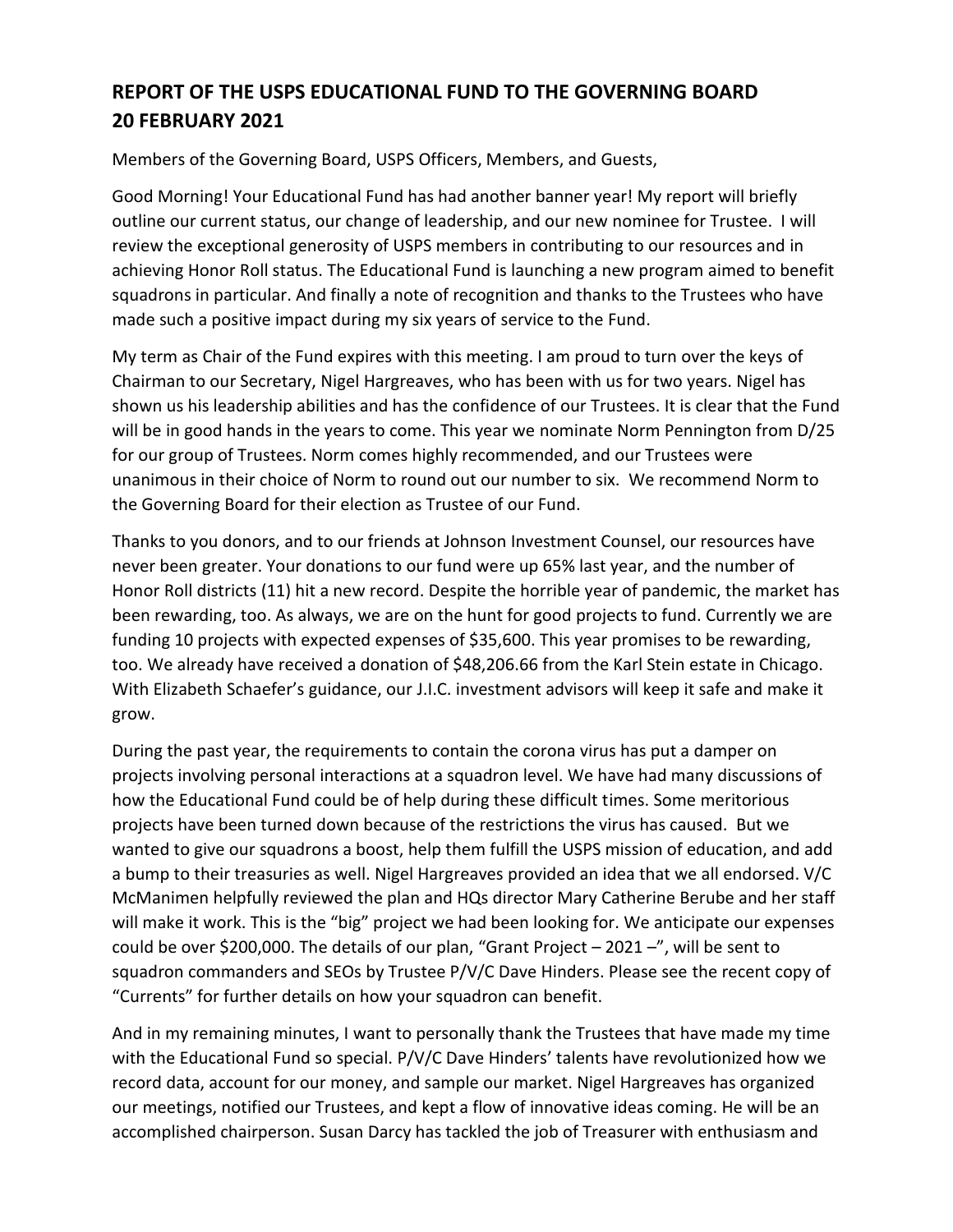## REPORT OF THE USPS EDUCATIONAL FUND TO THE GOVERNING BOARD 20 FEBRUARY 2021

Members of the Governing Board, USPS Officers, Members, and Guests,

Good Morning! Your Educational Fund has had another banner year! My report will briefly outline our current status, our change of leadership, and our new nominee for Trustee. I will review the exceptional generosity of USPS members in contributing to our resources and in achieving Honor Roll status. The Educational Fund is launching a new program aimed to benefit squadrons in particular. And finally a note of recognition and thanks to the Trustees who have made such a positive impact during my six years of service to the Fund.

My term as Chair of the Fund expires with this meeting. I am proud to turn over the keys of Chairman to our Secretary, Nigel Hargreaves, who has been with us for two years. Nigel has shown us his leadership abilities and has the confidence of our Trustees. It is clear that the Fund will be in good hands in the years to come. This year we nominate Norm Pennington from D/25 for our group of Trustees. Norm comes highly recommended, and our Trustees were unanimous in their choice of Norm to round out our number to six. We recommend Norm to the Governing Board for their election as Trustee of our Fund.

Thanks to you donors, and to our friends at Johnson Investment Counsel, our resources have never been greater. Your donations to our fund were up 65% last year, and the number of Honor Roll districts (11) hit a new record. Despite the horrible year of pandemic, the market has been rewarding, too. As always, we are on the hunt for good projects to fund. Currently we are funding 10 projects with expected expenses of $35,600. This year promises to be rewarding, too. We already have received a donation of $48,206.66 from the Karl Stein estate in Chicago. With Elizabeth Schaefer's guidance, our J.I.C. investment advisors will keep it safe and make it grow.

During the past year, the requirements to contain the corona virus has put a damper on projects involving personal interactions at a squadron level. We have had many discussions of how the Educational Fund could be of help during these difficult times. Some meritorious projects have been turned down because of the restrictions the virus has caused. But we wanted to give our squadrons a boost, help them fulfill the USPS mission of education, and add a bump to their treasuries as well. Nigel Hargreaves provided an idea that we all endorsed. V/C McManimen helpfully reviewed the plan and HQs director Mary Catherine Berube and her staff will make it work. This is the "big" project we had been looking for. We anticipate our expenses could be over $200,000. The details of our plan, "Grant Project – 2021 –", will be sent to squadron commanders and SEOs by Trustee P/V/C Dave Hinders. Please see the recent copy of "Currents" for further details on how your squadron can benefit.

And in my remaining minutes, I want to personally thank the Trustees that have made my time with the Educational Fund so special. P/V/C Dave Hinders' talents have revolutionized how we record data, account for our money, and sample our market. Nigel Hargreaves has organized our meetings, notified our Trustees, and kept a flow of innovative ideas coming. He will be an accomplished chairperson. Susan Darcy has tackled the job of Treasurer with enthusiasm and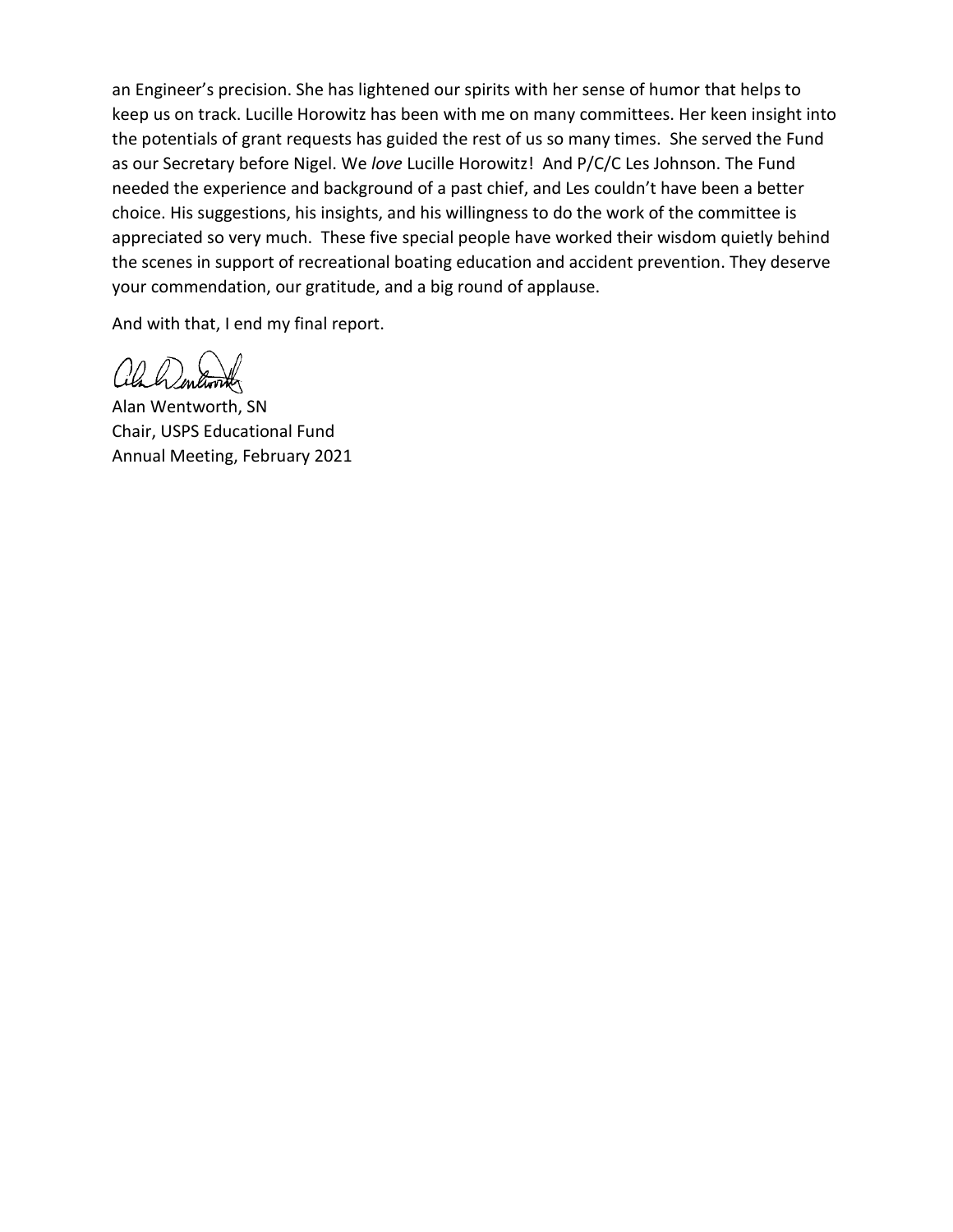an Engineer's precision. She has lightened our spirits with her sense of humor that helps to keep us on track. Lucille Horowitz has been with me on many committees. Her keen insight into the potentials of grant requests has guided the rest of us so many times. She served the Fund as our Secretary before Nigel. We *love* Lucille Horowitz! And P/C/C Les Johnson. The Fund needed the experience and background of a past chief, and Les couldn't have been a better choice. His suggestions, his insights, and his willingness to do the work of the committee is appreciated so very much. These five special people have worked their wisdom quietly behind the scenes in support of recreational boating education and accident prevention. They deserve your commendation, our gratitude, and a big round of applause.

And with that, I end my final report.

Alan Wentworth, SN
Chair, USPS Educational Fund
Annual Meeting, February 2021